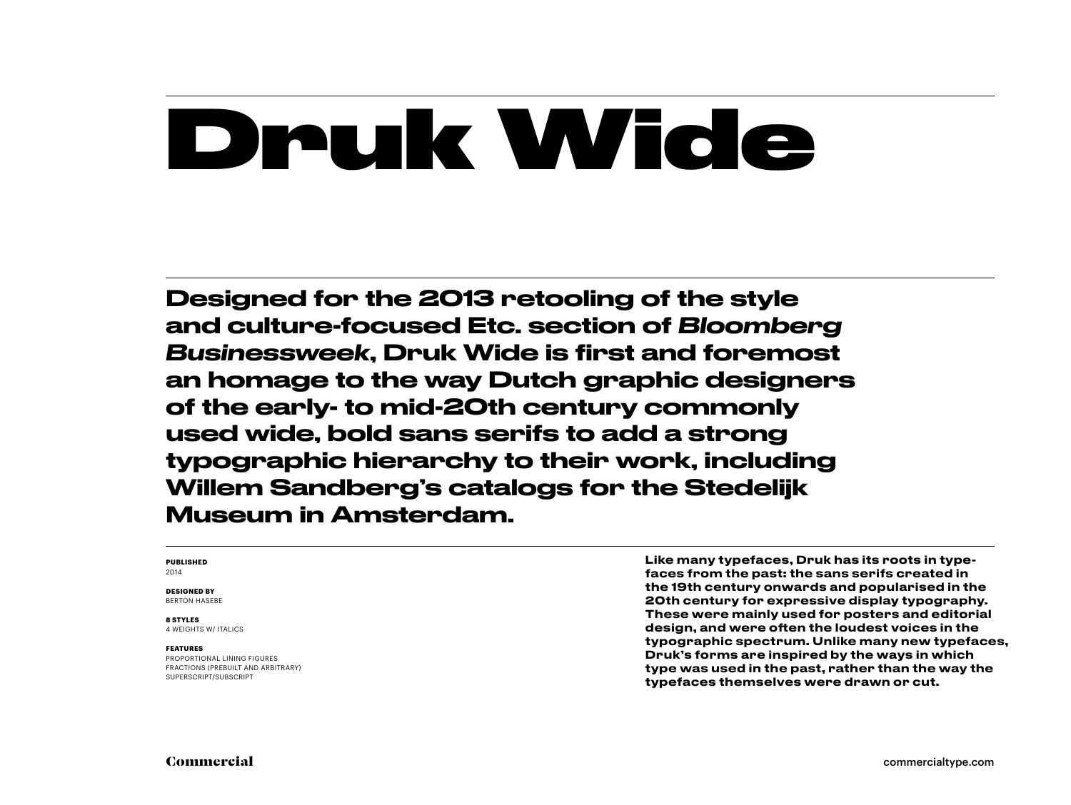# Druk Wide

**Designed for the 2013 retooling of the style and culture-focused Etc. section of *Bloomberg Businessweek*, Druk Wide is first and foremost an homage to the way Dutch graphic designers of the early- to mid-20th century commonly used wide, bold sans serifs to add a strong typographic hierarchy to their work, including Willem Sandberg's catalogs for the Stedelijk Museum in Amsterdam.**

**PUBLISHED**
2014

**DESIGNED BY**
BERTON HASEBE

**8 STYLES**
4 WEIGHTS W/ ITALICS

**FEATURES**
PROPORTIONAL LINING FIGURES
FRACTIONS (PREBUILT AND ARBITRARY)
SUPERSCRIPT/SUBSCRIPT

**Like many typefaces, Druk has its roots in typefaces from the past: the sans serifs created in the 19th century onwards and popularised in the 20th century for expressive display typography. These were mainly used for posters and editorial design, and were often the loudest voices in the typographic spectrum. Unlike many new typefaces, Druk's forms are inspired by the ways in which type was used in the past, rather than the way the typefaces themselves were drawn or cut.**

Commercial

commercialtype.com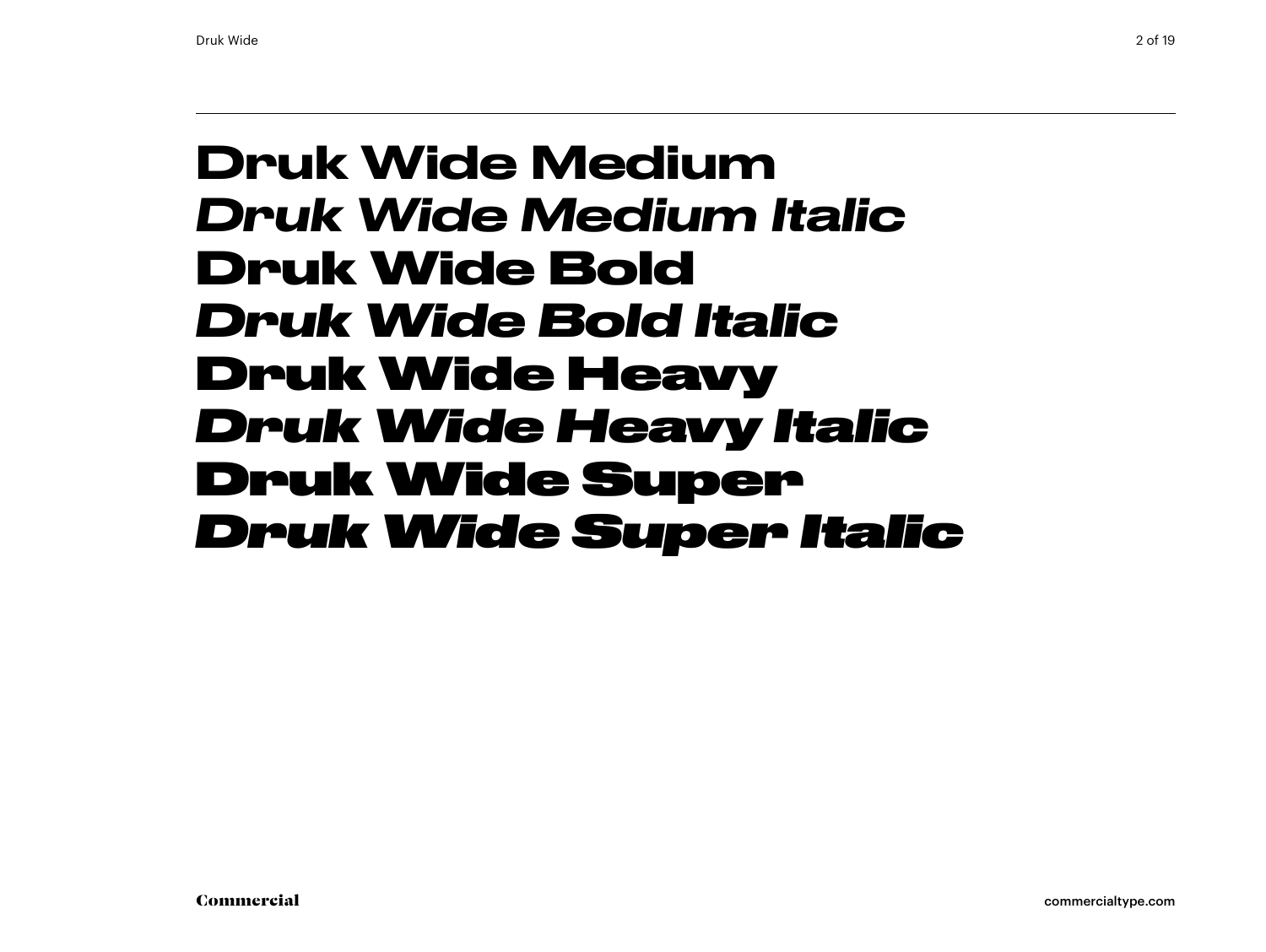**Druk Wide Medium**
***Druk Wide Medium Italic***
**Druk Wide Bold**
***Druk Wide Bold Italic***
**Druk Wide Heavy**
***Druk Wide Heavy Italic***
**Druk Wide Super**
***Druk Wide Super Italic***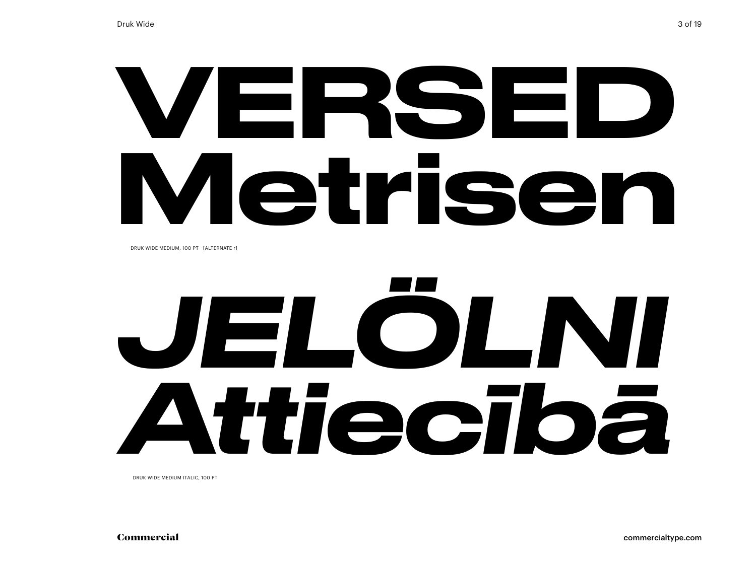# VERSED Metrisen

DRUK WIDE MEDIUM, 100 PT [ALTERNATE r]

# *JELÖLNI Attiecībā*

DRUK WIDE MEDIUM ITALIC, 100 PT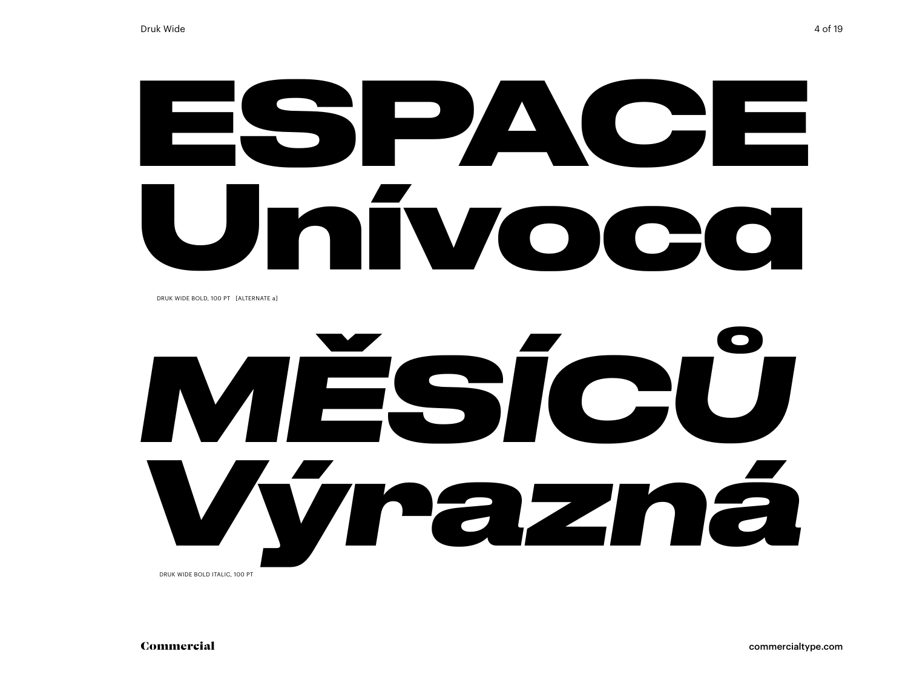ESPACE
Unívoca

DRUK WIDE BOLD, 100 PT [ALTERNATE a]

*MĚŠÍCŮ*
*Výrazná*

DRUK WIDE BOLD ITALIC, 100 PT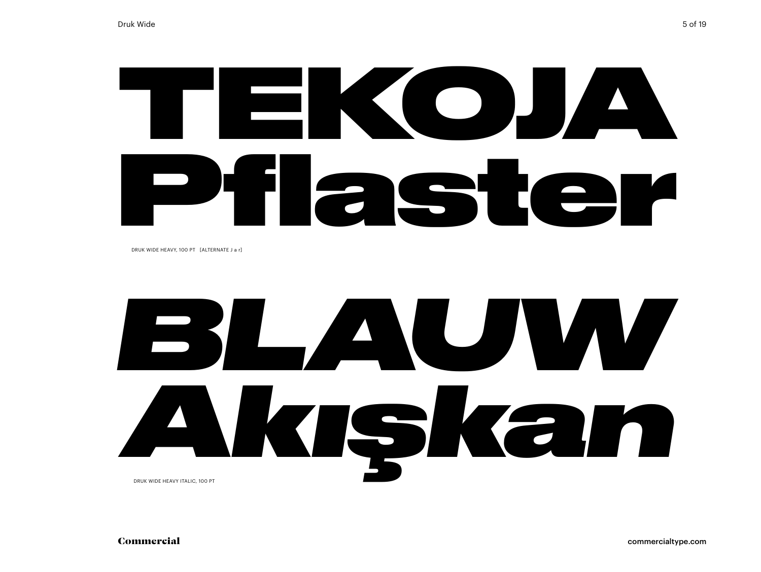# TEKOJA Pflaster

DRUK WIDE HEAVY, 100 PT [ALTERNATE J a r]

# *BLAUW Akışkan*

DRUK WIDE HEAVY ITALIC, 100 PT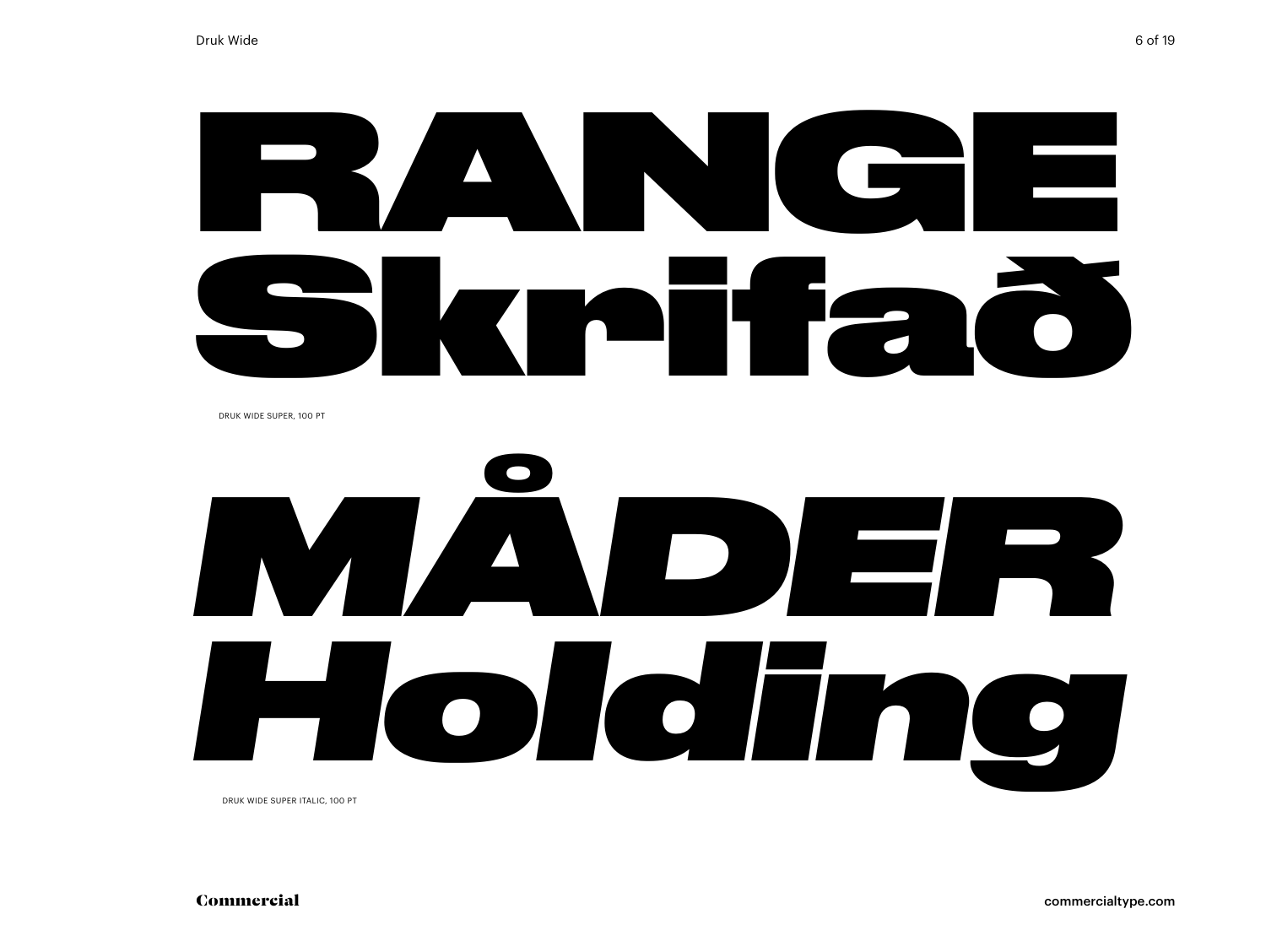RANGE
Skrifað

DRUK WIDE SUPER, 100 PT

*MÅDER*
*Holding*

DRUK WIDE SUPER ITALIC, 100 PT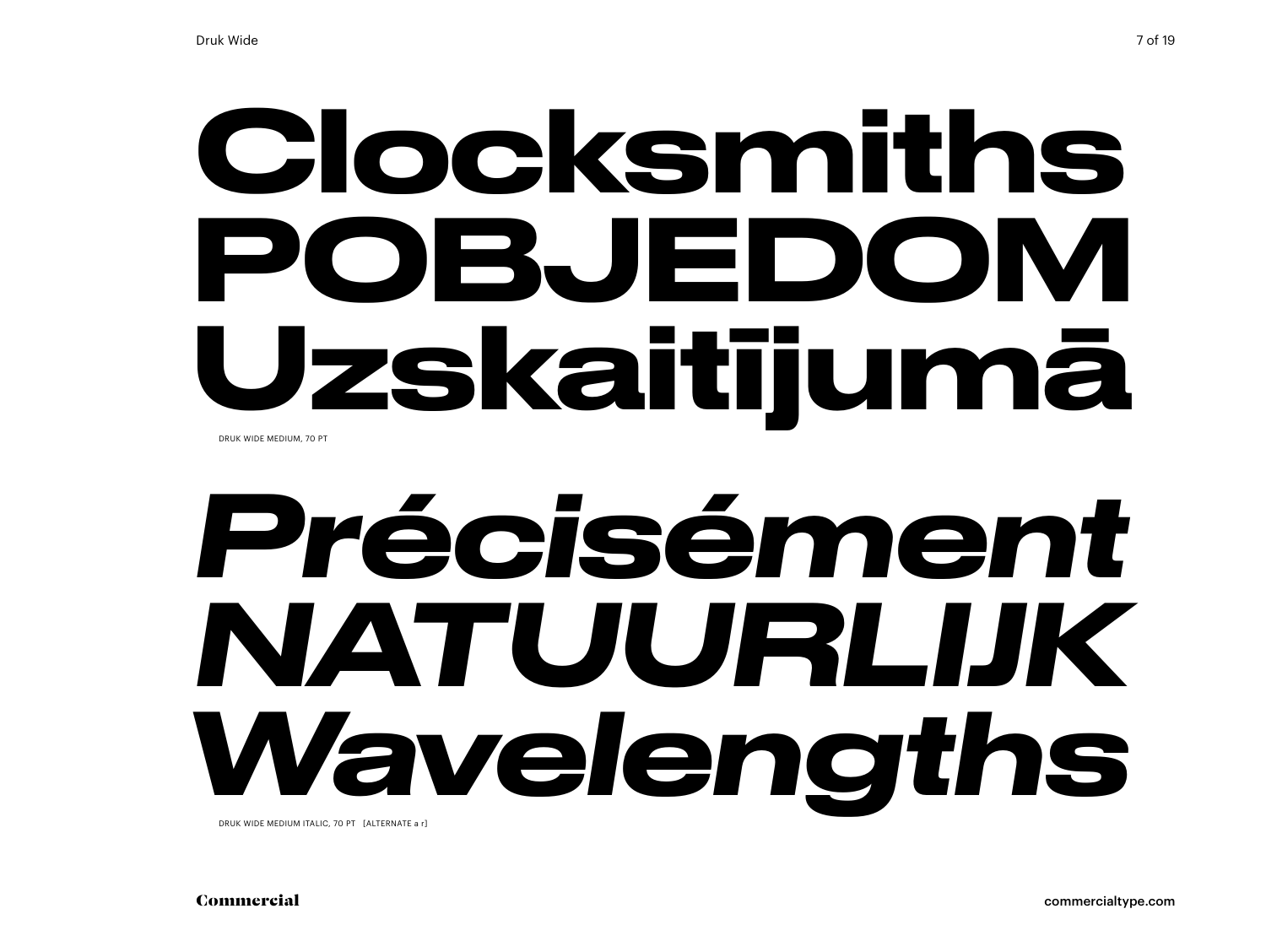Clocksmiths
POBJEDOM
Uzskaitījumā

DRUK WIDE MEDIUM, 70 PT

*Précisément*
*NATUURLIJK*
*Wavelengths*

DRUK WIDE MEDIUM ITALIC, 70 PT [ALTERNATE a r]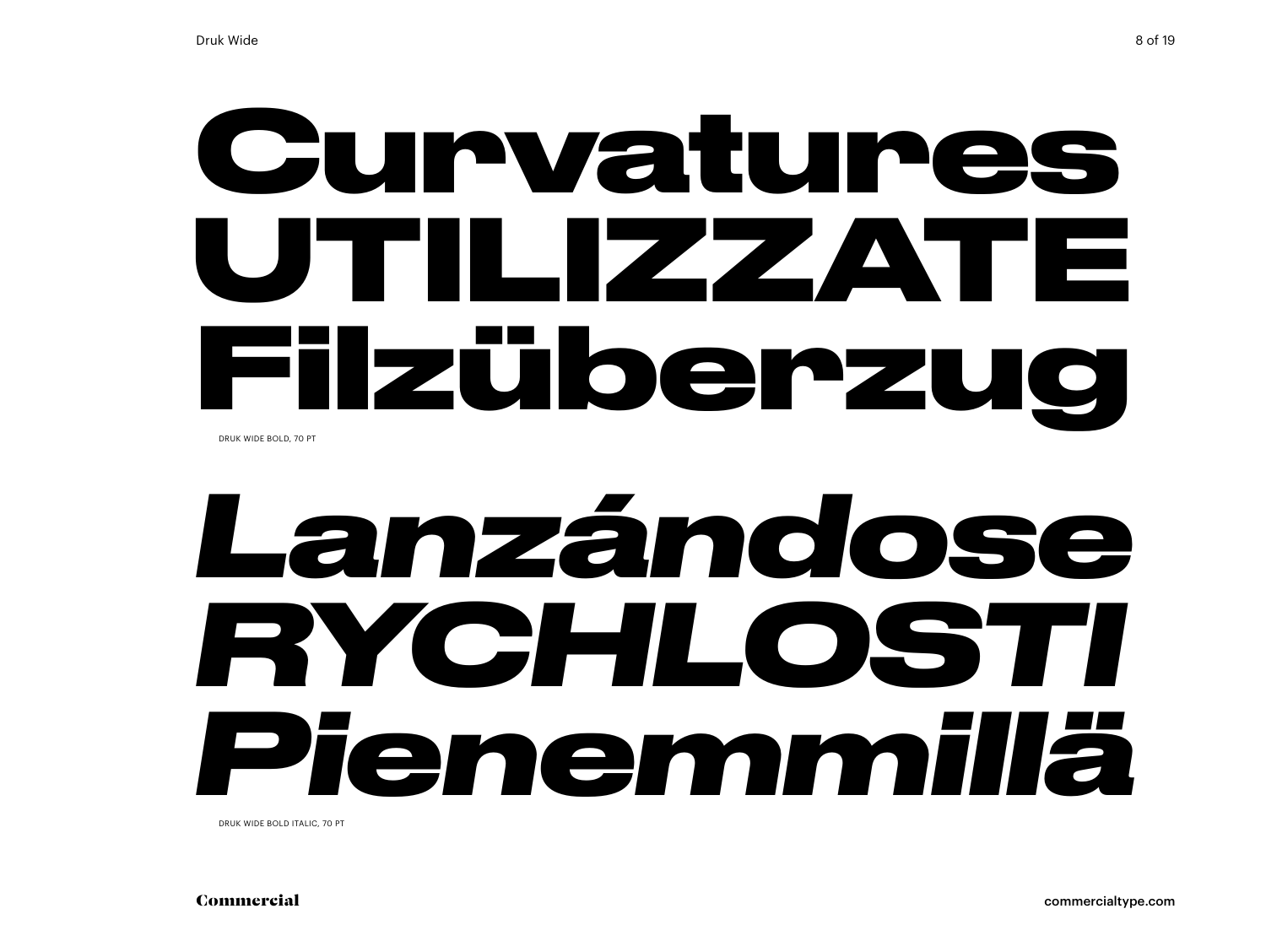**Curvatures**
**UTILIZZATE**
**Filzüberzug**

DRUK WIDE BOLD, 70 PT

***Lanzándose***
***RYCHLOSTI***
***Pienemmillä***

DRUK WIDE BOLD ITALIC, 70 PT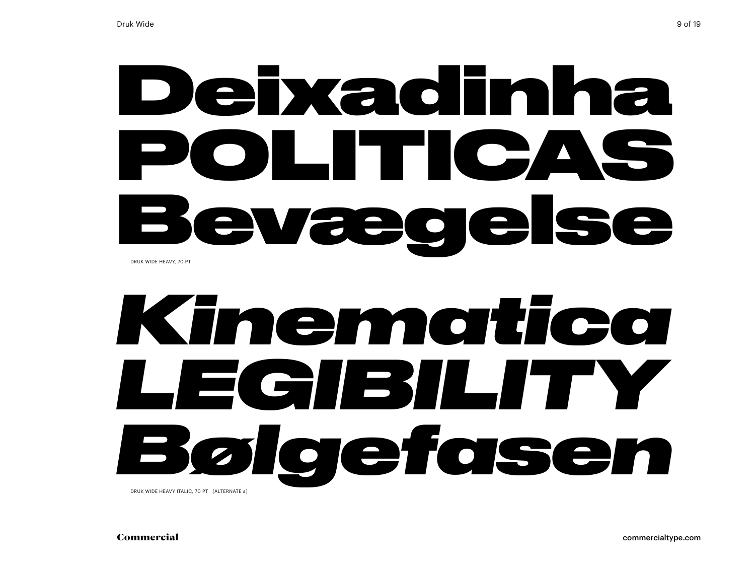Deixadinha
POLITICAS
Bevægelse

DRUK WIDE HEAVY, 70 PT

*Kinematica*
*LEGIBILITY*
*Bølgefasen*

DRUK WIDE HEAVY ITALIC, 70 PT [ALTERNATE a]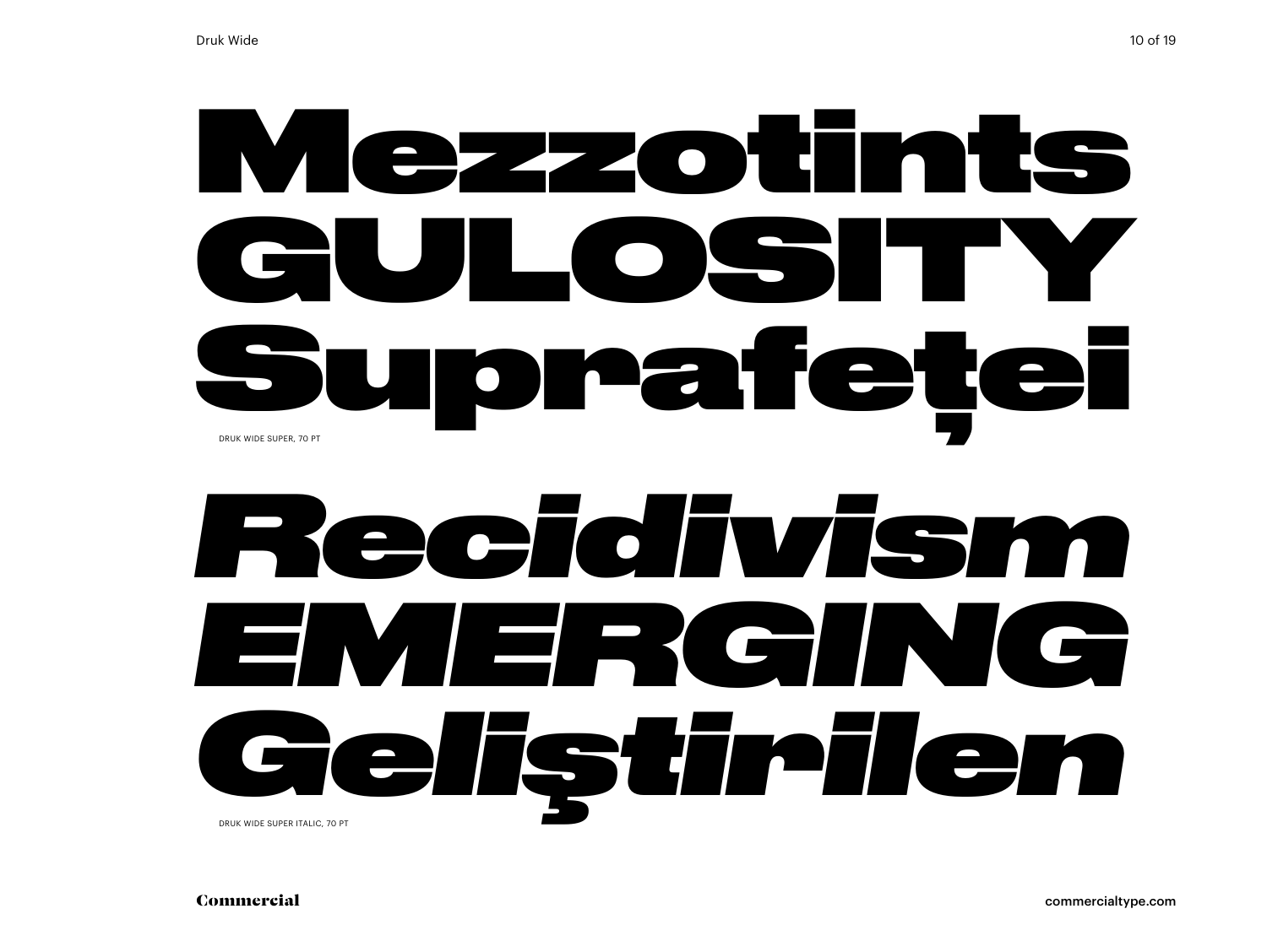Mezzotints
GULOSITY
Suprafeței

DRUK WIDE SUPER, 70 PT

*Recidivism*
*EMERGING*
*Geliştirilen*

DRUK WIDE SUPER ITALIC, 70 PT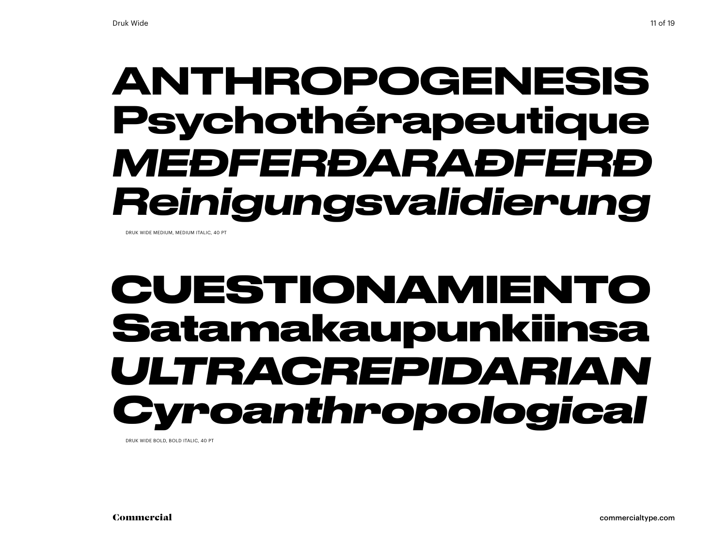**ANTHROPOGENESIS**
**Psychothérapeutique**
***MEÐFERÐARAÐFERÐ***
***Reinigungsvalidierung***

DRUK WIDE MEDIUM, MEDIUM ITALIC, 40 PT

**CUESTIONAMIENTO**
**Satamakaupunkiinsa**
***ULTRACREPIDARIAN***
***Cyroanthropological***

DRUK WIDE BOLD, BOLD ITALIC, 40 PT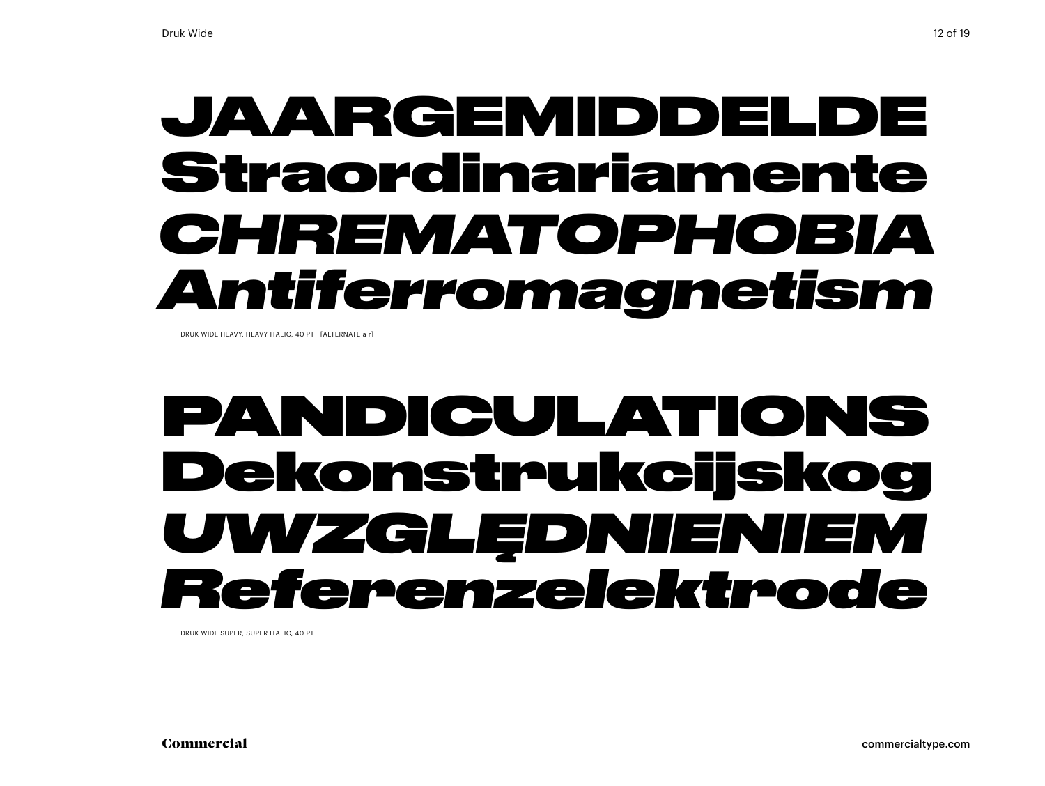JAARGEMIDDELDE
Straordinariamente
*CHREMATOPHOBIA*
*Antiferromagnetism*

DRUK WIDE HEAVY, HEAVY ITALIC, 40 PT [ALTERNATE a r]

PANDICULATIONS
Dekonstrukcijskog
*UWZGLĘDNIENIEM*
*Referenzelektrode*

DRUK WIDE SUPER, SUPER ITALIC, 40 PT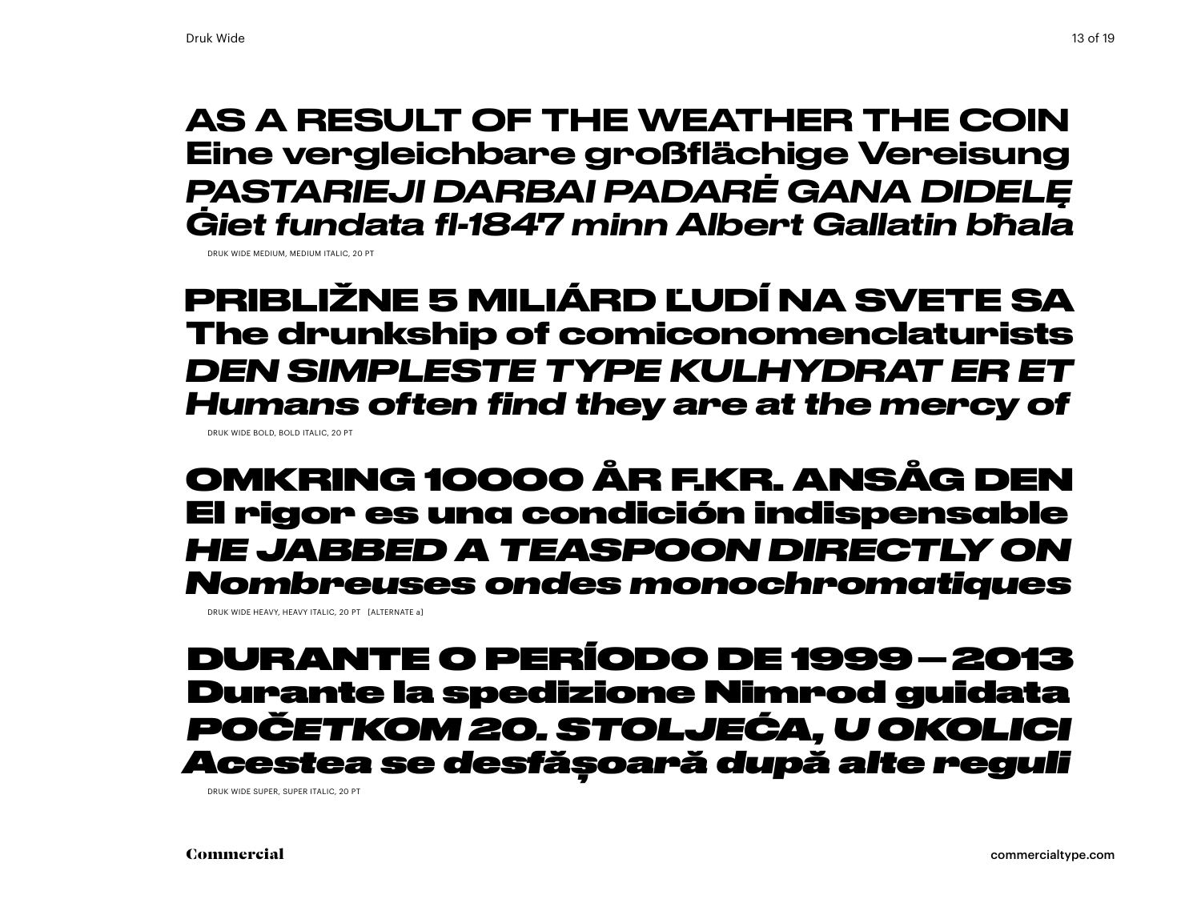AS A RESULT OF THE WEATHER THE COIN
Eine vergleichbare großflächige Vereisung
*PASTARIEJI DARBAI PADARĖ GANA DIDELĘ*
*Ġiet fundata fl-1847 minn Albert Gallatin bħala*

DRUK WIDE MEDIUM, MEDIUM ITALIC, 20 PT

PRIBLIŽNE 5 MILIÁRD ĽUDÍ NA SVETE SA
The drunkship of comiconomenclaturists
*DEN SIMPLESTE TYPE KULHYDRAT ER ET*
*Humans often find they are at the mercy of*

DRUK WIDE BOLD, BOLD ITALIC, 20 PT

OMKRING 10000 ÅR F.KR. ANSÅG DEN
El rigor es una condición indispensable
*HE JABBED A TEASPOON DIRECTLY ON*
*Nombreuses ondes monochromatiques*

DRUK WIDE HEAVY, HEAVY ITALIC, 20 PT [ALTERNATE a]

DURANTE O PERÍODO DE 1999 – 2013
Durante la spedizione Nimrod guidata
*POČETKOM 20. STOLJEĆA, U OKOLICI*
*Acestea se desfășoară după alte reguli*

DRUK WIDE SUPER, SUPER ITALIC, 20 PT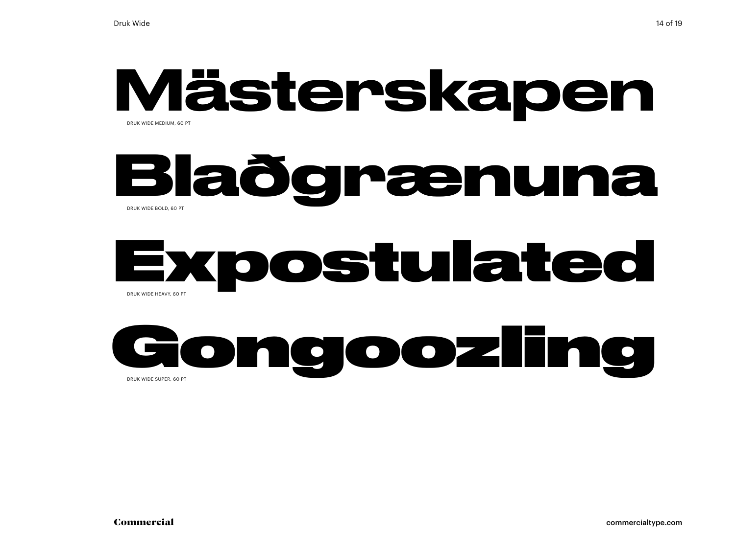# Mästerskapen

DRUK WIDE MEDIUM, 60 PT

# Blaðgrænuna

DRUK WIDE BOLD, 60 PT

# Expostulated

DRUK WIDE HEAVY, 60 PT

# Gongoozling

DRUK WIDE SUPER, 60 PT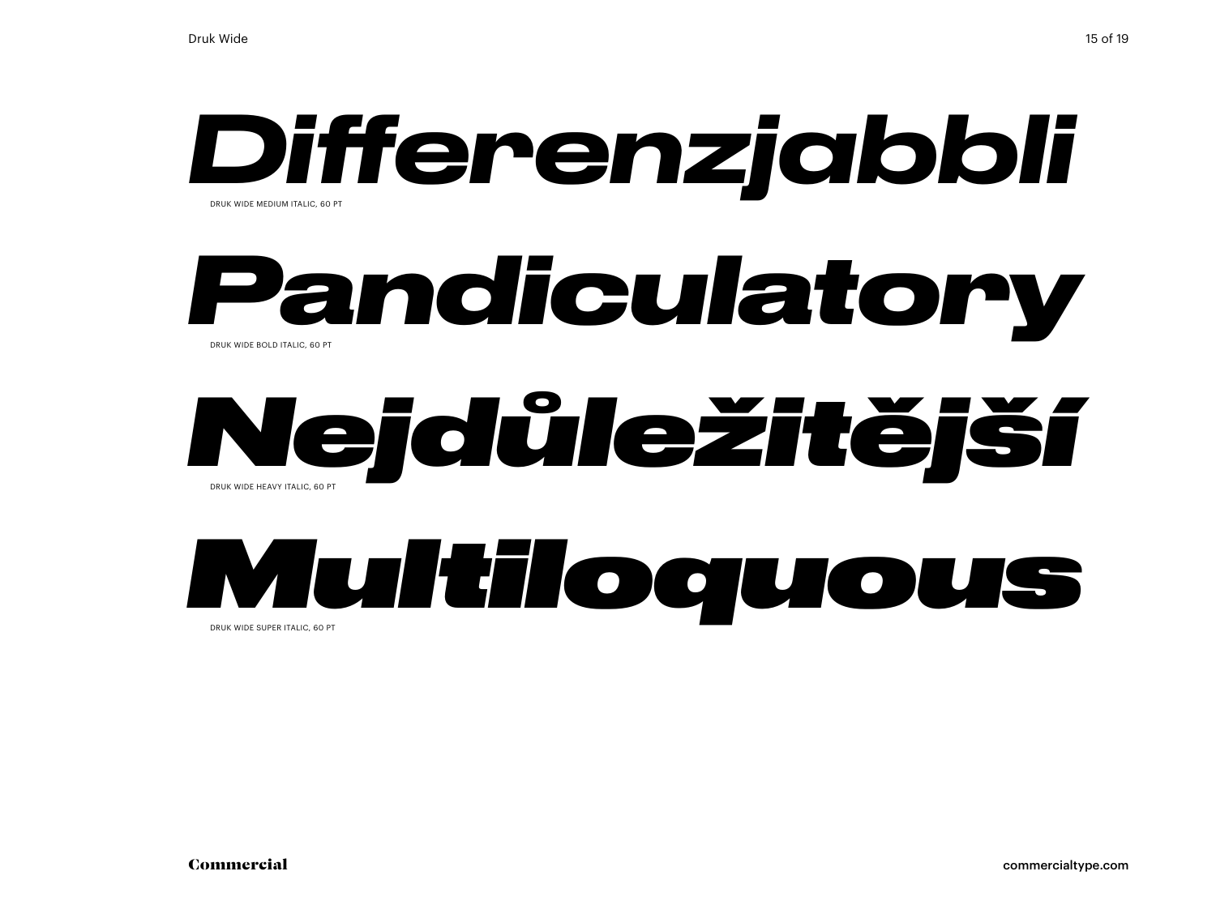*Differenzjabbli*

DRUK WIDE MEDIUM ITALIC, 60 PT

***Pandiculatory***

DRUK WIDE BOLD ITALIC, 60 PT

***Nejdůležitější***

DRUK WIDE HEAVY ITALIC, 60 PT

***Multiloquous***

DRUK WIDE SUPER ITALIC, 60 PT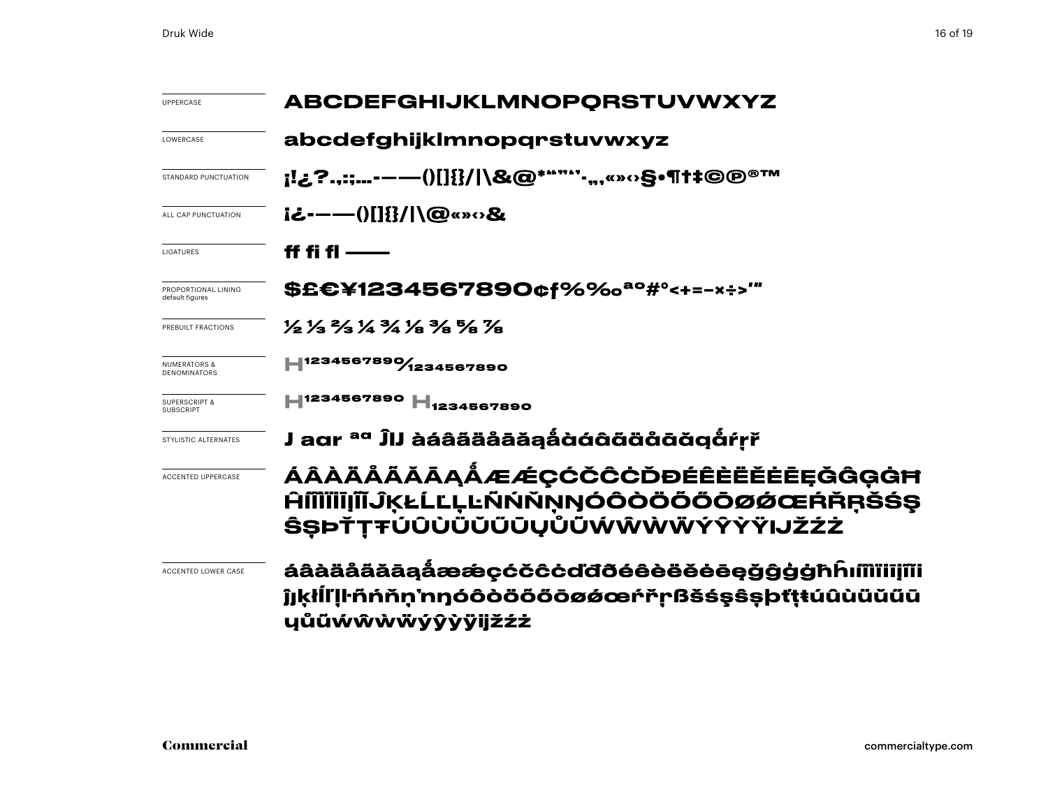| | |
|---|---|
| UPPERCASE | ABCDEFGHIJKLMNOPQRSTUVWXYZ |
| LOWERCASE | abcdefghijklmnopqrstuvwxyz |
| STANDARD PUNCTUATION | ¡!¿?.,:;...-–—()[]{}/\|\&@*"""'''·„‚«»‹›§•¶†‡©℗®™ |
| ALL CAP PUNCTUATION | ¡¿-–—()[]{}/\|\@«»‹›& |
| LIGATURES | ff fi fl —— |
| PROPORTIONAL LINING default figures | $£€¥1234567890¢ƒ%‰ªº#°<+=−×÷>′″ |
| PREBUILT FRACTIONS | ½ ⅓ ⅔ ¼ ¾ ⅛ ⅜ ⅝ ⅞ |
| NUMERATORS & DENOMINATORS | H¹²³⁴⁵⁶⁷⁸⁹⁰⁄₁₂₃₄₅₆₇₈₉₀ |
| SUPERSCRIPT & SUBSCRIPT | H¹²³⁴⁵⁶⁷⁸⁹⁰ H₁₂₃₄₅₆₇₈₉₀ |
| STYLISTIC ALTERNATES | J aɑr ªɑ ĴIJ àáâãäåāăąǻàáâãäåāăąǻŕŗř |
| ACCENTED UPPERCASE | ÁÂÀÄÅÃĂĀĄǺÆǼÇĆČĈĊĎĐÉÊÈËĚĖĒĘĞĜĢĠĦĤÍÎÌÏĪĮĨĴĶŁĹĽĻĿÑŃŇŅŊÓÔÒÖÕŐŌØǾŒŔŘŖŠŚŞŜȘÞŤŢŦÚÛÙÜŬŰŪŲŮŨẂŴẀẄÝŶỲŸIJŽŹŻ |
| ACCENTED LOWER CASE | áâàäåãăāąǻæǽçćčĉċďđðéêèëěėēęğĝģġħĥıíîìïīįĩĵȷķłĺľļŀñńňņŉŋóôòöõőōøǿœŕřŗßšśşŝșþťţŧúûùüŭűūųůũẃŵẁẅýŷỳÿijžźż |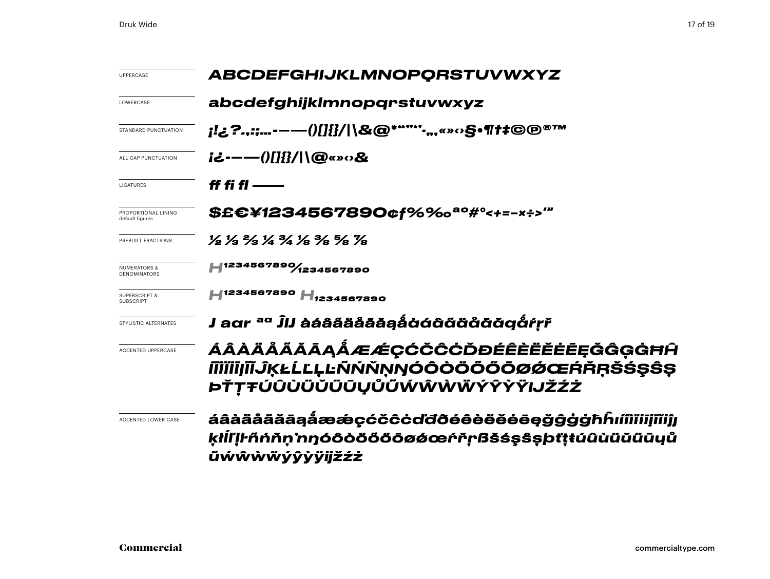| | |
|---|---|
| UPPERCASE | ABCDEFGHIJKLMNOPQRSTUVWXYZ |
| LOWERCASE | abcdefghijklmnopqrstuvwxyz |
| STANDARD PUNCTUATION | ¡!¿?.,:;...-–—()[]{}/\|\&@*"""''·„‚«»‹›§•¶†‡©℗®™ |
| ALL CAP PUNCTUATION | ¡¿-–—()[]{}/\|\@«»‹›& |
| LIGATURES | ff fi fl —— |
| PROPORTIONAL LINING default figures | $£€¥1234567890¢ƒ%‰ªº#°<+=-×÷>'" |
| PREBUILT FRACTIONS | ½ ⅓ ⅔ ¼ ¾ ⅛ ⅜ ⅝ ⅞ |
| NUMERATORS & DENOMINATORS | $H^{1234567890}/_{1234567890}$ |
| SUPERSCRIPT & SUBSCRIPT | $H^{1234567890}$ $H_{1234567890}$ |
| STYLISTIC ALTERNATES | J aar ªº ĴIJ àáâãäåāăąǻàáâãäåāăąǻŕŗř |
| ACCENTED UPPERCASE | ÁÂÀÄÅÃĂĀĄǺÆǼÇĆČĈĊĎĐÉÊÈËĚĖĒĘĞĜĢĠĦĤÍÎÌÏİĪĮĨĴĶŁĹĽĻĿÑŃŇŅŊÓÔÒÖÕŐŌØǾŒŔŘŖŠŚŞŜȘÞŤŢŦÚÛÙÜŬŰŪŲŮŨẂŴẀẄÝŶỲŸIJŽŹŻ |
| ACCENTED LOWER CASE | áâàäåãăāąǻæǽçćčĉċďđðéêèëěėēęğĝģġħĥıíîìïīįĩĵķłĺľļŀñńňņŉŋóôòöõőōøǿœŕřŗßšśşŝșþťţŧúûùüŭűūųůũẃŵẁẅýŷỳÿijžźż |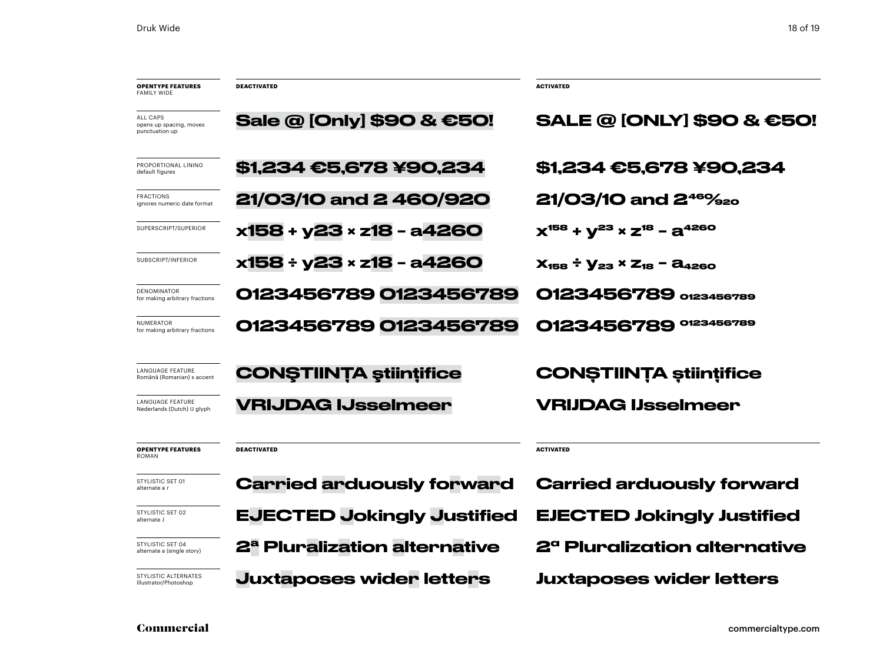| **OPENTYPE FEATURES** FAMILY WIDE | **DEACTIVATED** | **ACTIVATED** |
|---|---|---|
| ALL CAPS opens up spacing, moves punctuation up | Sale @ [Only] $90 & €50! | SALE @ [ONLY] $90 & €50! |
| PROPORTIONAL LINING default figures | $1,234 €5,678 ¥90,234 | $1,234 €5,678 ¥90,234 |
| FRACTIONS ignores numeric date format | 21/03/10 and 2 460/920 | 21/03/10 and 2 460/920 |
| SUPERSCRIPT/SUPERIOR | x158 + y23 × z18 – a4260 | $x^{158} + y^{23} \times z^{18} - a^{4260}$ |
| SUBSCRIPT/INFERIOR | x158 ÷ y23 × z18 – a4260 | $x_{158} \div y_{23} \times z_{18} - a_{4260}$ |
| DENOMINATOR for making arbitrary fractions | 0123456789 0123456789 | 0123456789 $_{0123456789}$ |
| NUMERATOR for making arbitrary fractions | 0123456789 0123456789 | 0123456789 $^{0123456789}$ |
| LANGUAGE FEATURE Română (Romanian) s accent | CONŞTIINŢA ştiinţifice | CONȘTIINȚA științifice |
| LANGUAGE FEATURE Nederlands (Dutch) IJ glyph | VRIJDAG IJsselmeer | VRIJDAG IJsselmeer |

| **OPENTYPE FEATURES** ROMAN | **DEACTIVATED** | **ACTIVATED** |
|---|---|---|
| STYLISTIC SET 01 alternate a r | Carried arduously forward | Carried arduously forward |
| STYLISTIC SET 02 alternate J | EJECTED Jokingly Justified | EJECTED Jokingly Justified |
| STYLISTIC SET 04 alternate a (single story) | 2ª Pluralization alternative | 2ª Pluralization alternative |
| STYLISTIC ALTERNATES Illustrator/Photoshop | Juxtaposes wider letters | Juxtaposes wider letters |

Commercial

commercialtype.com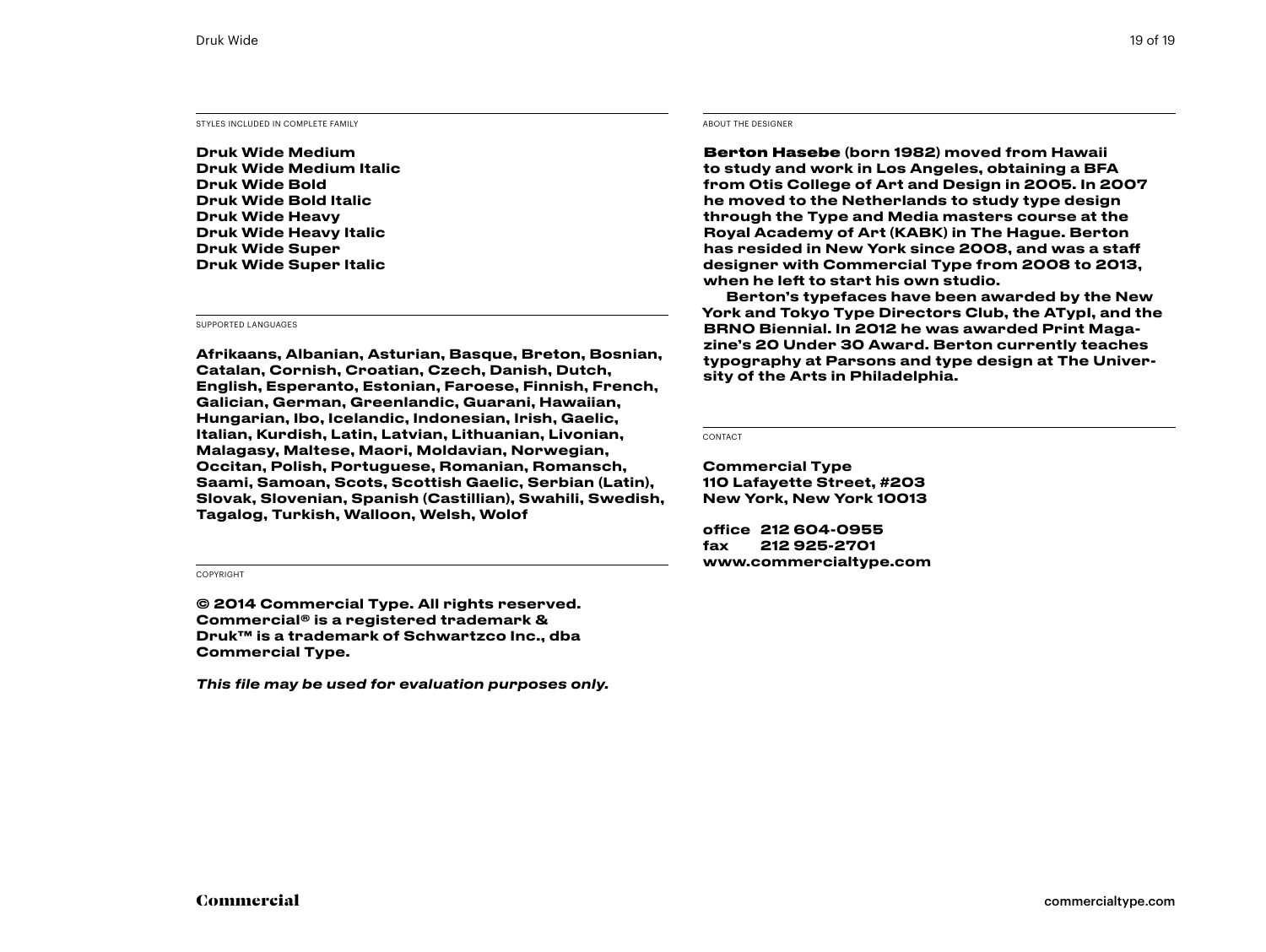## STYLES INCLUDED IN COMPLETE FAMILY

**Druk Wide Medium**
**Druk Wide Medium Italic**
**Druk Wide Bold**
**Druk Wide Bold Italic**
**Druk Wide Heavy**
**Druk Wide Heavy Italic**
**Druk Wide Super**
**Druk Wide Super Italic**

## SUPPORTED LANGUAGES

**Afrikaans, Albanian, Asturian, Basque, Breton, Bosnian, Catalan, Cornish, Croatian, Czech, Danish, Dutch, English, Esperanto, Estonian, Faroese, Finnish, French, Galician, German, Greenlandic, Guarani, Hawaiian, Hungarian, Ibo, Icelandic, Indonesian, Irish, Gaelic, Italian, Kurdish, Latin, Latvian, Lithuanian, Livonian, Malagasy, Maltese, Maori, Moldavian, Norwegian, Occitan, Polish, Portuguese, Romanian, Romansch, Saami, Samoan, Scots, Scottish Gaelic, Serbian (Latin), Slovak, Slovenian, Spanish (Castillian), Swahili, Swedish, Tagalog, Turkish, Walloon, Welsh, Wolof**

## COPYRIGHT

**© 2014 Commercial Type. All rights reserved. Commercial® is a registered trademark & Druk™ is a trademark of Schwartzco Inc., dba Commercial Type.**

***This file may be used for evaluation purposes only.***

## ABOUT THE DESIGNER

**Berton Hasebe (born 1982) moved from Hawaii to study and work in Los Angeles, obtaining a BFA from Otis College of Art and Design in 2005. In 2007 he moved to the Netherlands to study type design through the Type and Media masters course at the Royal Academy of Art (KABK) in The Hague. Berton has resided in New York since 2008, and was a staff designer with Commercial Type from 2008 to 2013, when he left to start his own studio.**

**Berton's typefaces have been awarded by the New York and Tokyo Type Directors Club, the ATypI, and the BRNO Biennial. In 2012 he was awarded Print Magazine's 20 Under 30 Award. Berton currently teaches typography at Parsons and type design at The University of the Arts in Philadelphia.**

## CONTACT

**Commercial Type**
**110 Lafayette Street, #203**
**New York, New York 10013**

**office 212 604-0955**
**fax 212 925-2701**
**www.commercialtype.com**